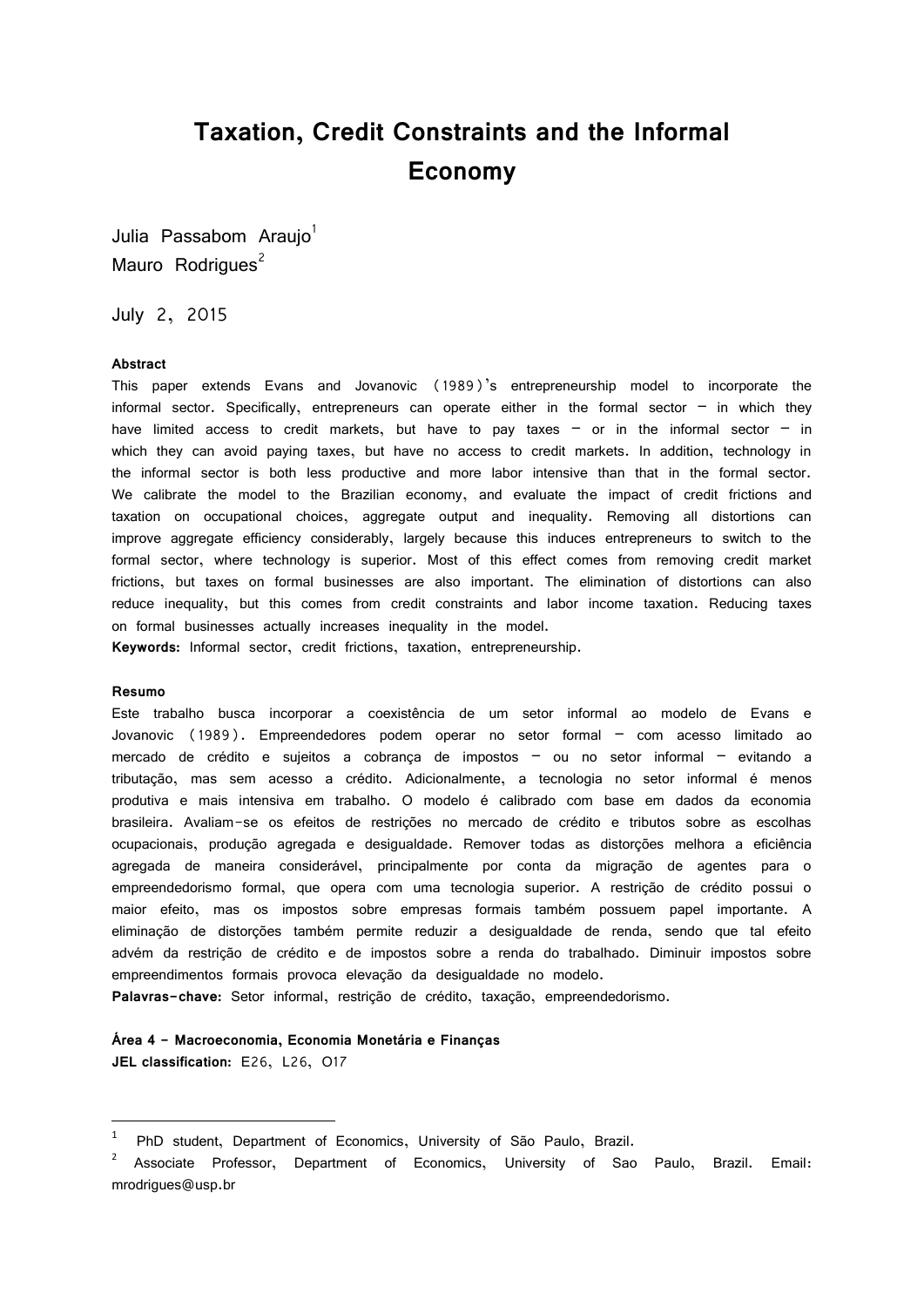# Taxation, Credit Constraints and the Informal Economy

Julia Passabom Araujo[1]
Mauro Rodrigues[2]

July 2, 2015

**Abstract**

This paper extends Evans and Jovanovic (1989)'s entrepreneurship model to incorporate the informal sector. Specifically, entrepreneurs can operate either in the formal sector – in which they have limited access to credit markets, but have to pay taxes – or in the informal sector – in which they can avoid paying taxes, but have no access to credit markets. In addition, technology in the informal sector is both less productive and more labor intensive than that in the formal sector. We calibrate the model to the Brazilian economy, and evaluate the impact of credit frictions and taxation on occupational choices, aggregate output and inequality. Removing all distortions can improve aggregate efficiency considerably, largely because this induces entrepreneurs to switch to the formal sector, where technology is superior. Most of this effect comes from removing credit market frictions, but taxes on formal businesses are also important. The elimination of distortions can also reduce inequality, but this comes from credit constraints and labor income taxation. Reducing taxes on formal businesses actually increases inequality in the model.

**Keywords:** Informal sector, credit frictions, taxation, entrepreneurship.

**Resumo**

Este trabalho busca incorporar a coexistência de um setor informal ao modelo de Evans e Jovanovic (1989). Empreendedores podem operar no setor formal – com acesso limitado ao mercado de crédito e sujeitos a cobrança de impostos – ou no setor informal – evitando a tributação, mas sem acesso a crédito. Adicionalmente, a tecnologia no setor informal é menos produtiva e mais intensiva em trabalho. O modelo é calibrado com base em dados da economia brasileira. Avaliam-se os efeitos de restrições no mercado de crédito e tributos sobre as escolhas ocupacionais, produção agregada e desigualdade. Remover todas as distorções melhora a eficiência agregada de maneira considerável, principalmente por conta da migração de agentes para o empreendedorismo formal, que opera com uma tecnologia superior. A restrição de crédito possui o maior efeito, mas os impostos sobre empresas formais também possuem papel importante. A eliminação de distorções também permite reduzir a desigualdade de renda, sendo que tal efeito advém da restrição de crédito e de impostos sobre a renda do trabalhado. Diminuir impostos sobre empreendimentos formais provoca elevação da desigualdade no modelo.

**Palavras-chave:** Setor informal, restrição de crédito, taxação, empreendedorismo.

**Área 4 – Macroeconomia, Economia Monetária e Finanças**

**JEL classification:** E26, L26, O17

---

[1] PhD student, Department of Economics, University of São Paulo, Brazil.

[2] Associate Professor, Department of Economics, University of Sao Paulo, Brazil. Email: mrodrigues@usp.br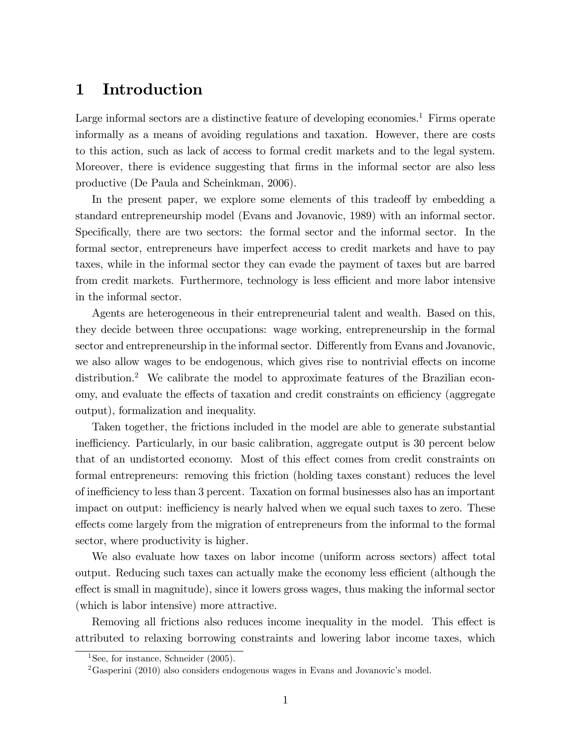# 1 Introduction

Large informal sectors are a distinctive feature of developing economies.[1] Firms operate informally as a means of avoiding regulations and taxation. However, there are costs to this action, such as lack of access to formal credit markets and to the legal system. Moreover, there is evidence suggesting that firms in the informal sector are also less productive (De Paula and Scheinkman, 2006).

In the present paper, we explore some elements of this tradeoff by embedding a standard entrepreneurship model (Evans and Jovanovic, 1989) with an informal sector. Specifically, there are two sectors: the formal sector and the informal sector. In the formal sector, entrepreneurs have imperfect access to credit markets and have to pay taxes, while in the informal sector they can evade the payment of taxes but are barred from credit markets. Furthermore, technology is less efficient and more labor intensive in the informal sector.

Agents are heterogeneous in their entrepreneurial talent and wealth. Based on this, they decide between three occupations: wage working, entrepreneurship in the formal sector and entrepreneurship in the informal sector. Differently from Evans and Jovanovic, we also allow wages to be endogenous, which gives rise to nontrivial effects on income distribution.[2] We calibrate the model to approximate features of the Brazilian economy, and evaluate the effects of taxation and credit constraints on efficiency (aggregate output), formalization and inequality.

Taken together, the frictions included in the model are able to generate substantial inefficiency. Particularly, in our basic calibration, aggregate output is 30 percent below that of an undistorted economy. Most of this effect comes from credit constraints on formal entrepreneurs: removing this friction (holding taxes constant) reduces the level of inefficiency to less than 3 percent. Taxation on formal businesses also has an important impact on output: inefficiency is nearly halved when we equal such taxes to zero. These effects come largely from the migration of entrepreneurs from the informal to the formal sector, where productivity is higher.

We also evaluate how taxes on labor income (uniform across sectors) affect total output. Reducing such taxes can actually make the economy less efficient (although the effect is small in magnitude), since it lowers gross wages, thus making the informal sector (which is labor intensive) more attractive.

Removing all frictions also reduces income inequality in the model. This effect is attributed to relaxing borrowing constraints and lowering labor income taxes, which

[1] See, for instance, Schneider (2005).

[2] Gasperini (2010) also considers endogenous wages in Evans and Jovanovic's model.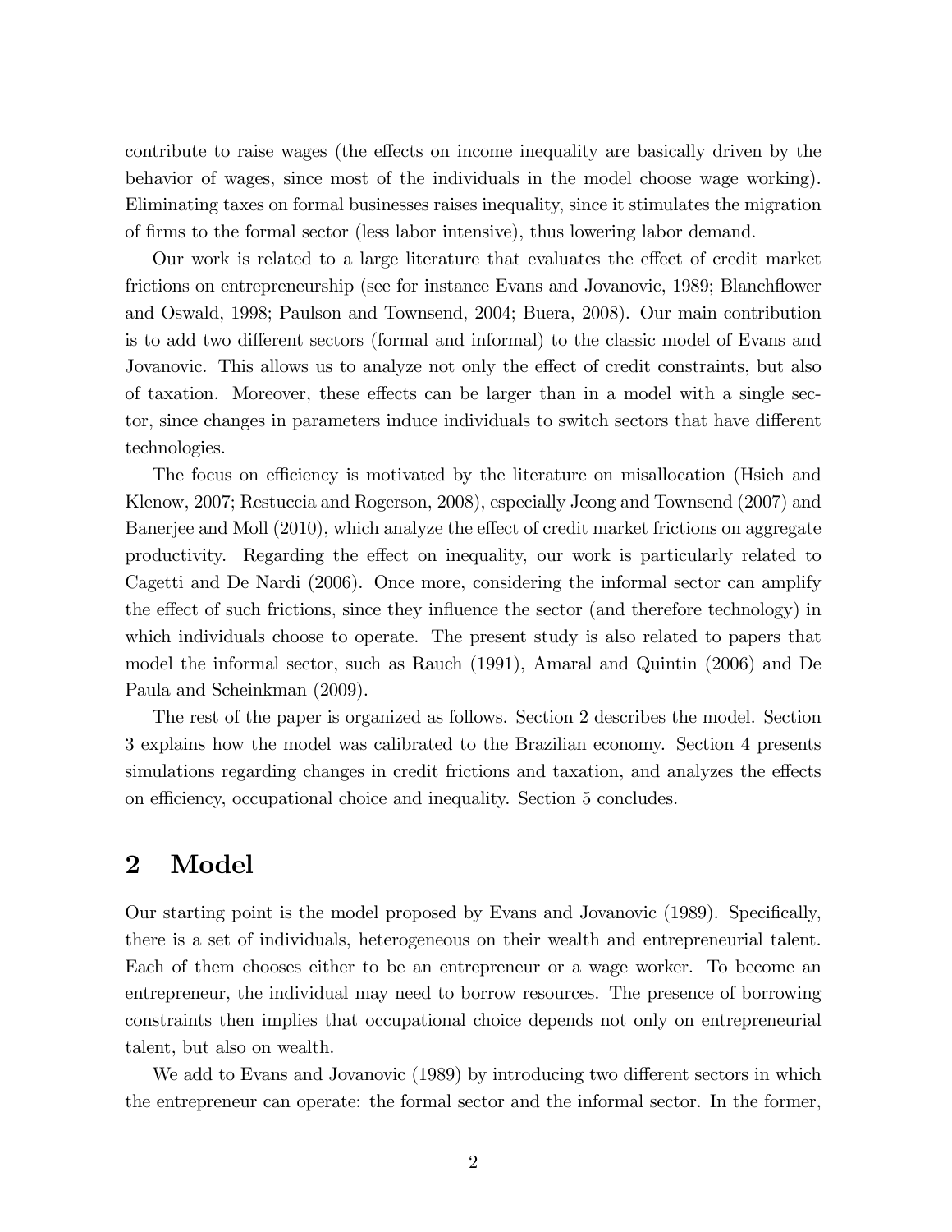contribute to raise wages (the effects on income inequality are basically driven by the behavior of wages, since most of the individuals in the model choose wage working). Eliminating taxes on formal businesses raises inequality, since it stimulates the migration of firms to the formal sector (less labor intensive), thus lowering labor demand.

Our work is related to a large literature that evaluates the effect of credit market frictions on entrepreneurship (see for instance Evans and Jovanovic, 1989; Blanchflower and Oswald, 1998; Paulson and Townsend, 2004; Buera, 2008). Our main contribution is to add two different sectors (formal and informal) to the classic model of Evans and Jovanovic. This allows us to analyze not only the effect of credit constraints, but also of taxation. Moreover, these effects can be larger than in a model with a single sector, since changes in parameters induce individuals to switch sectors that have different technologies.

The focus on efficiency is motivated by the literature on misallocation (Hsieh and Klenow, 2007; Restuccia and Rogerson, 2008), especially Jeong and Townsend (2007) and Banerjee and Moll (2010), which analyze the effect of credit market frictions on aggregate productivity. Regarding the effect on inequality, our work is particularly related to Cagetti and De Nardi (2006). Once more, considering the informal sector can amplify the effect of such frictions, since they influence the sector (and therefore technology) in which individuals choose to operate. The present study is also related to papers that model the informal sector, such as Rauch (1991), Amaral and Quintin (2006) and De Paula and Scheinkman (2009).

The rest of the paper is organized as follows. Section 2 describes the model. Section 3 explains how the model was calibrated to the Brazilian economy. Section 4 presents simulations regarding changes in credit frictions and taxation, and analyzes the effects on efficiency, occupational choice and inequality. Section 5 concludes.

# 2 Model

Our starting point is the model proposed by Evans and Jovanovic (1989). Specifically, there is a set of individuals, heterogeneous on their wealth and entrepreneurial talent. Each of them chooses either to be an entrepreneur or a wage worker. To become an entrepreneur, the individual may need to borrow resources. The presence of borrowing constraints then implies that occupational choice depends not only on entrepreneurial talent, but also on wealth.

We add to Evans and Jovanovic (1989) by introducing two different sectors in which the entrepreneur can operate: the formal sector and the informal sector. In the former,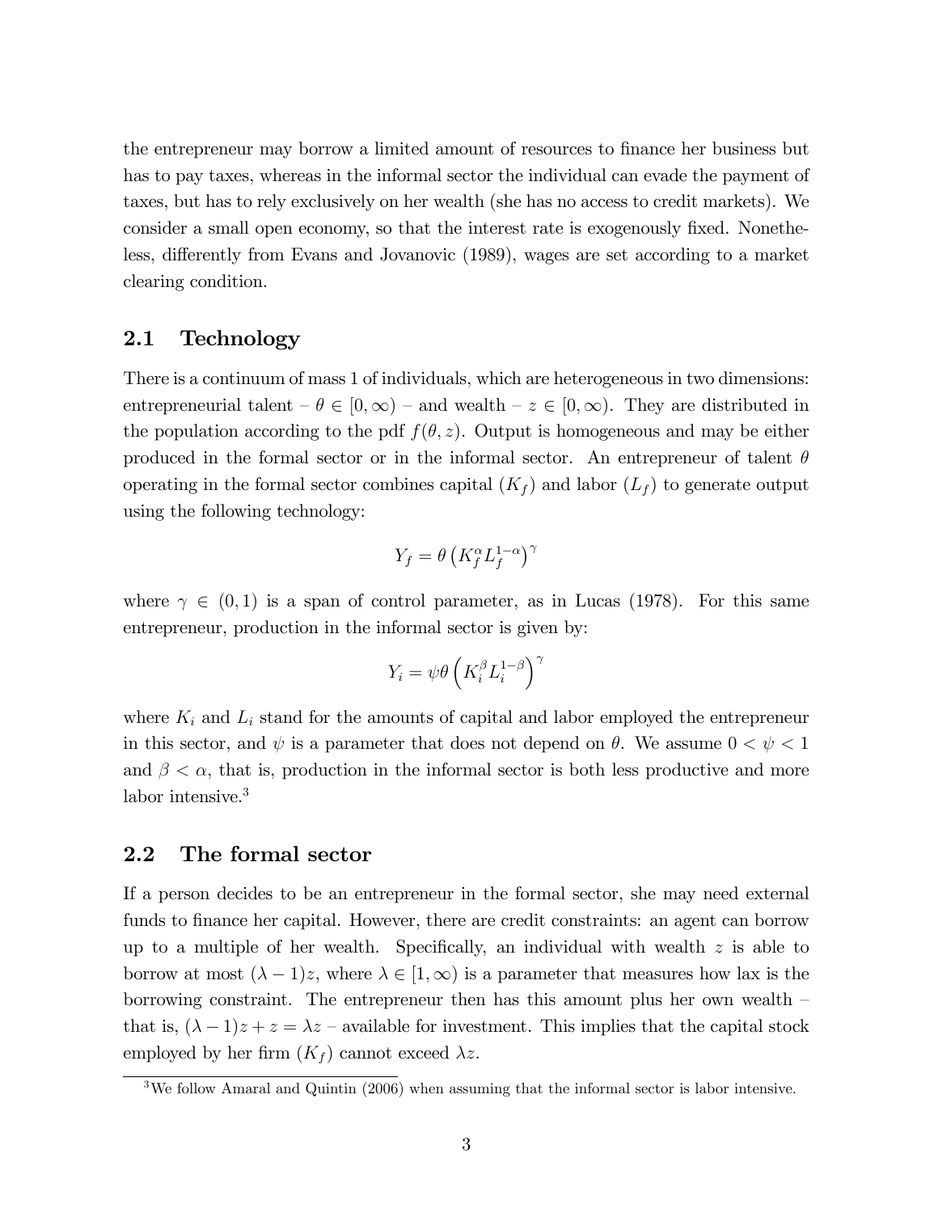the entrepreneur may borrow a limited amount of resources to finance her business but has to pay taxes, whereas in the informal sector the individual can evade the payment of taxes, but has to rely exclusively on her wealth (she has no access to credit markets). We consider a small open economy, so that the interest rate is exogenously fixed. Nonetheless, differently from Evans and Jovanovic (1989), wages are set according to a market clearing condition.

## 2.1 Technology

There is a continuum of mass 1 of individuals, which are heterogeneous in two dimensions: entrepreneurial talent – $\theta \in [0, \infty)$ – and wealth – $z \in [0, \infty)$. They are distributed in the population according to the pdf $f(\theta, z)$. Output is homogeneous and may be either produced in the formal sector or in the informal sector. An entrepreneur of talent $\theta$ operating in the formal sector combines capital ($K_f$) and labor ($L_f$) to generate output using the following technology:

$$Y_f = \theta \left( K_f^{\alpha} L_f^{1-\alpha} \right)^{\gamma}$$

where $\gamma \in (0, 1)$ is a span of control parameter, as in Lucas (1978). For this same entrepreneur, production in the informal sector is given by:

$$Y_i = \psi \theta \left( K_i^{\beta} L_i^{1-\beta} \right)^{\gamma}$$

where $K_i$ and $L_i$ stand for the amounts of capital and labor employed the entrepreneur in this sector, and $\psi$ is a parameter that does not depend on $\theta$. We assume $0 < \psi < 1$ and $\beta < \alpha$, that is, production in the informal sector is both less productive and more labor intensive.[3]

## 2.2 The formal sector

If a person decides to be an entrepreneur in the formal sector, she may need external funds to finance her capital. However, there are credit constraints: an agent can borrow up to a multiple of her wealth. Specifically, an individual with wealth $z$ is able to borrow at most $(\lambda - 1)z$, where $\lambda \in [1, \infty)$ is a parameter that measures how lax is the borrowing constraint. The entrepreneur then has this amount plus her own wealth – that is, $(\lambda - 1)z + z = \lambda z$ – available for investment. This implies that the capital stock employed by her firm ($K_f$) cannot exceed $\lambda z$.

[3] We follow Amaral and Quintin (2006) when assuming that the informal sector is labor intensive.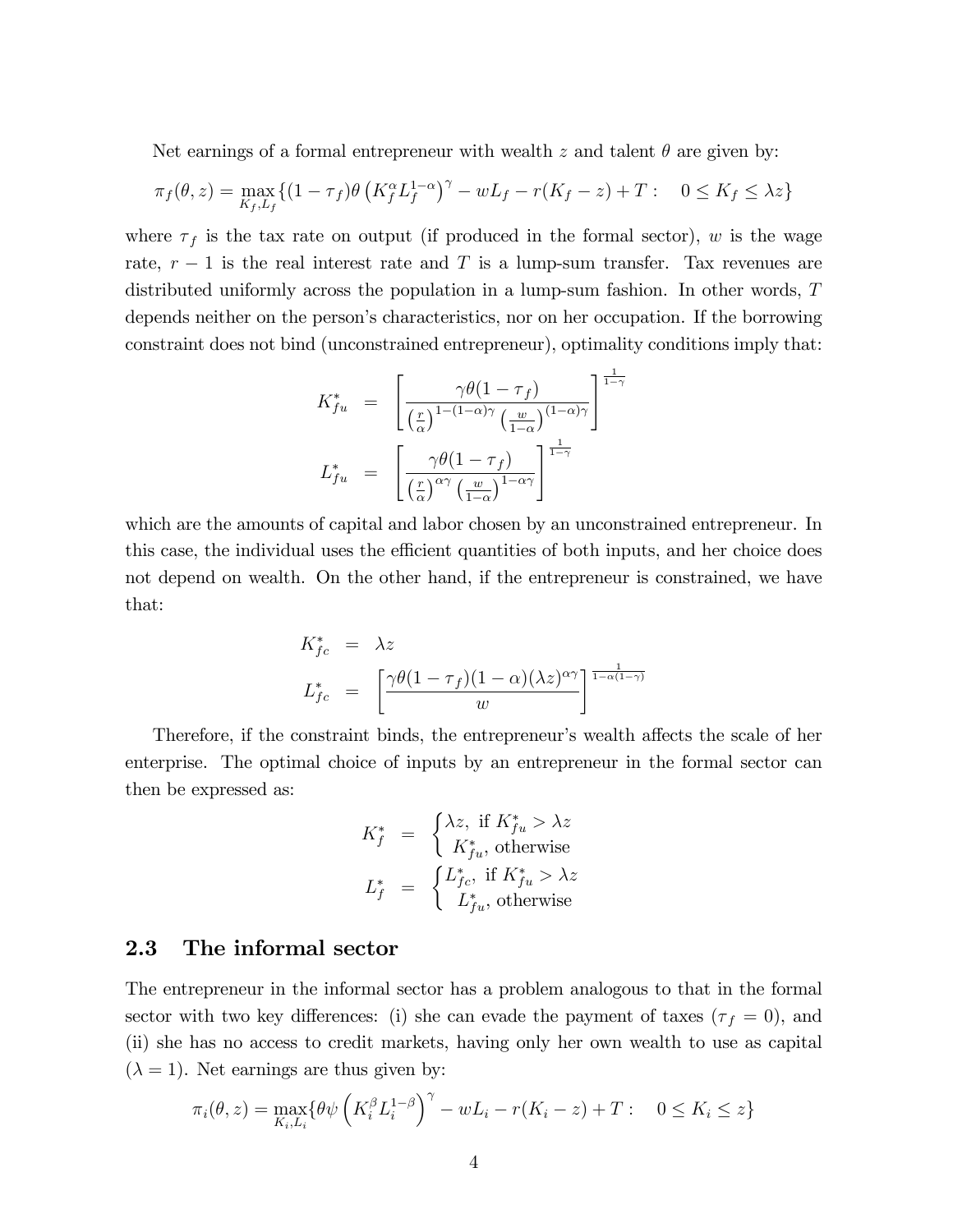Net earnings of a formal entrepreneur with wealth $z$ and talent $\theta$ are given by:

$$\pi_f(\theta, z) = \max_{K_f, L_f} \{(1 - \tau_f)\theta \left(K_f^{\alpha} L_f^{1-\alpha}\right)^{\gamma} - wL_f - r(K_f - z) + T : \quad 0 \leq K_f \leq \lambda z\}$$

where $\tau_f$ is the tax rate on output (if produced in the formal sector), $w$ is the wage rate, $r - 1$ is the real interest rate and $T$ is a lump-sum transfer. Tax revenues are distributed uniformly across the population in a lump-sum fashion. In other words, $T$ depends neither on the person's characteristics, nor on her occupation. If the borrowing constraint does not bind (unconstrained entrepreneur), optimality conditions imply that:

$$K_{fu}^{*} = \left[\frac{\gamma\theta(1-\tau_f)}{\left(\frac{r}{\alpha}\right)^{1-(1-\alpha)\gamma}\left(\frac{w}{1-\alpha}\right)^{(1-\alpha)\gamma}}\right]^{\frac{1}{1-\gamma}}$$

$$L_{fu}^{*} = \left[\frac{\gamma\theta(1-\tau_f)}{\left(\frac{r}{\alpha}\right)^{\alpha\gamma}\left(\frac{w}{1-\alpha}\right)^{1-\alpha\gamma}}\right]^{\frac{1}{1-\gamma}}$$

which are the amounts of capital and labor chosen by an unconstrained entrepreneur. In this case, the individual uses the efficient quantities of both inputs, and her choice does not depend on wealth. On the other hand, if the entrepreneur is constrained, we have that:

$$K_{fc}^{*} = \lambda z$$

$$L_{fc}^{*} = \left[\frac{\gamma\theta(1-\tau_f)(1-\alpha)(\lambda z)^{\alpha\gamma}}{w}\right]^{\frac{1}{1-\alpha(1-\gamma)}}$$

Therefore, if the constraint binds, the entrepreneur's wealth affects the scale of her enterprise. The optimal choice of inputs by an entrepreneur in the formal sector can then be expressed as:

$$K_f^{*} = \begin{cases} \lambda z, \text{ if } K_{fu}^{*} > \lambda z \\ K_{fu}^{*}, \text{ otherwise} \end{cases}$$

$$L_f^{*} = \begin{cases} L_{fc}^{*}, \text{ if } K_{fu}^{*} > \lambda z \\ L_{fu}^{*}, \text{ otherwise} \end{cases}$$

## 2.3 The informal sector

The entrepreneur in the informal sector has a problem analogous to that in the formal sector with two key differences: (i) she can evade the payment of taxes ($\tau_f = 0$), and (ii) she has no access to credit markets, having only her own wealth to use as capital ($\lambda = 1$). Net earnings are thus given by:

$$\pi_i(\theta, z) = \max_{K_i, L_i} \{\theta\psi \left(K_i^{\beta} L_i^{1-\beta}\right)^{\gamma} - wL_i - r(K_i - z) + T : \quad 0 \leq K_i \leq z\}$$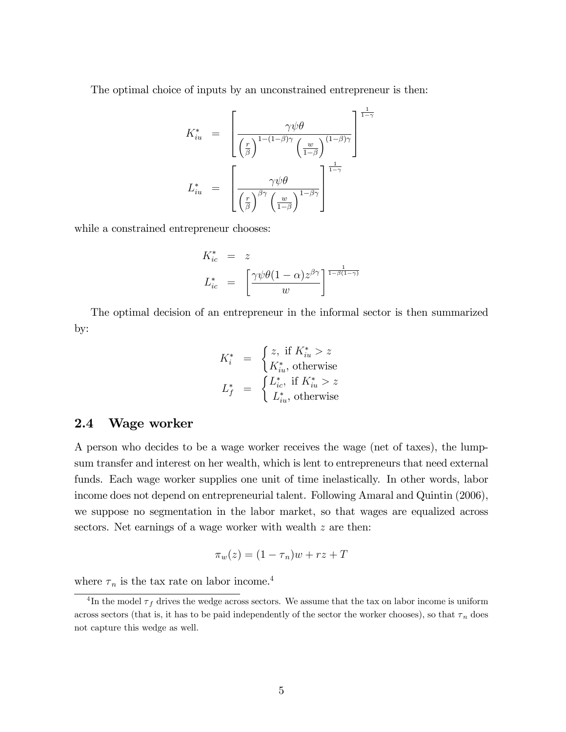The optimal choice of inputs by an unconstrained entrepreneur is then:

$$
\begin{aligned}
K_{iu}^{*} &= \left[ \frac{\gamma\psi\theta}{\left(\frac{r}{\beta}\right)^{1-(1-\beta)\gamma} \left(\frac{w}{1-\beta}\right)^{(1-\beta)\gamma}} \right]^{\frac{1}{1-\gamma}} \\
L_{iu}^{*} &= \left[ \frac{\gamma\psi\theta}{\left(\frac{r}{\beta}\right)^{\beta\gamma} \left(\frac{w}{1-\beta}\right)^{1-\beta\gamma}} \right]^{\frac{1}{1-\gamma}}
\end{aligned}
$$

while a constrained entrepreneur chooses:

$$
\begin{aligned}
K_{ic}^{*} &= z \\
L_{ic}^{*} &= \left[ \frac{\gamma\psi\theta(1-\alpha)z^{\beta\gamma}}{w} \right]^{\frac{1}{1-\beta(1-\gamma)}}
\end{aligned}
$$

The optimal decision of an entrepreneur in the informal sector is then summarized by:

$$
\begin{aligned}
K_{i}^{*} &= \begin{cases} z, \text{ if } K_{iu}^{*} > z \\ K_{iu}^{*}, \text{ otherwise} \end{cases} \\
L_{f}^{*} &= \begin{cases} L_{ic}^{*}, \text{ if } K_{iu}^{*} > z \\ L_{iu}^{*}, \text{ otherwise} \end{cases}
\end{aligned}
$$

## 2.4 Wage worker

A person who decides to be a wage worker receives the wage (net of taxes), the lump-sum transfer and interest on her wealth, which is lent to entrepreneurs that need external funds. Each wage worker supplies one unit of time inelastically. In other words, labor income does not depend on entrepreneurial talent. Following Amaral and Quintin (2006), we suppose no segmentation in the labor market, so that wages are equalized across sectors. Net earnings of a wage worker with wealth $z$ are then:

$$
\pi_w(z) = (1-\tau_n)w + rz + T
$$

where $\tau_n$ is the tax rate on labor income.[4]

[4] In the model $\tau_f$ drives the wedge across sectors. We assume that the tax on labor income is uniform across sectors (that is, it has to be paid independently of the sector the worker chooses), so that $\tau_n$ does not capture this wedge as well.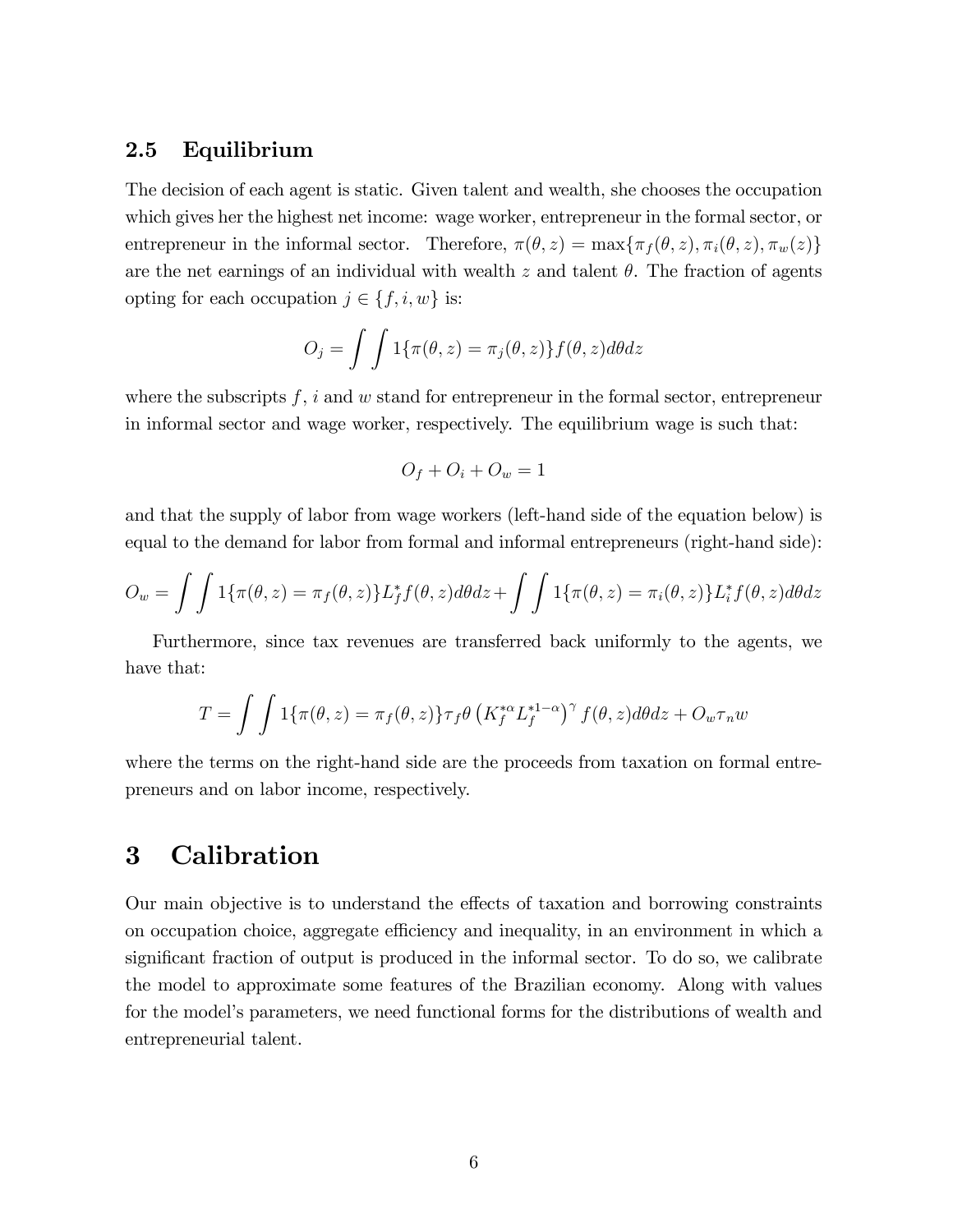## 2.5 Equilibrium

The decision of each agent is static. Given talent and wealth, she chooses the occupation which gives her the highest net income: wage worker, entrepreneur in the formal sector, or entrepreneur in the informal sector. Therefore, $\pi(\theta, z) = \max\{\pi_f(\theta, z), \pi_i(\theta, z), \pi_w(z)\}$ are the net earnings of an individual with wealth $z$ and talent $\theta$. The fraction of agents opting for each occupation $j \in \{f, i, w\}$ is:

$$O_j = \int \int 1\{\pi(\theta, z) = \pi_j(\theta, z)\} f(\theta, z) d\theta dz$$

where the subscripts $f$, $i$ and $w$ stand for entrepreneur in the formal sector, entrepreneur in informal sector and wage worker, respectively. The equilibrium wage is such that:

$$O_f + O_i + O_w = 1$$

and that the supply of labor from wage workers (left-hand side of the equation below) is equal to the demand for labor from formal and informal entrepreneurs (right-hand side):

$$O_w = \int \int 1\{\pi(\theta, z) = \pi_f(\theta, z)\} L_f^* f(\theta, z) d\theta dz + \int \int 1\{\pi(\theta, z) = \pi_i(\theta, z)\} L_i^* f(\theta, z) d\theta dz$$

Furthermore, since tax revenues are transferred back uniformly to the agents, we have that:

$$T = \int \int 1\{\pi(\theta, z) = \pi_f(\theta, z)\} \tau_f \theta \left(K_f^{*\alpha} L_f^{*1-\alpha}\right)^{\gamma} f(\theta, z) d\theta dz + O_w \tau_n w$$

where the terms on the right-hand side are the proceeds from taxation on formal entrepreneurs and on labor income, respectively.

# 3 Calibration

Our main objective is to understand the effects of taxation and borrowing constraints on occupation choice, aggregate efficiency and inequality, in an environment in which a significant fraction of output is produced in the informal sector. To do so, we calibrate the model to approximate some features of the Brazilian economy. Along with values for the model's parameters, we need functional forms for the distributions of wealth and entrepreneurial talent.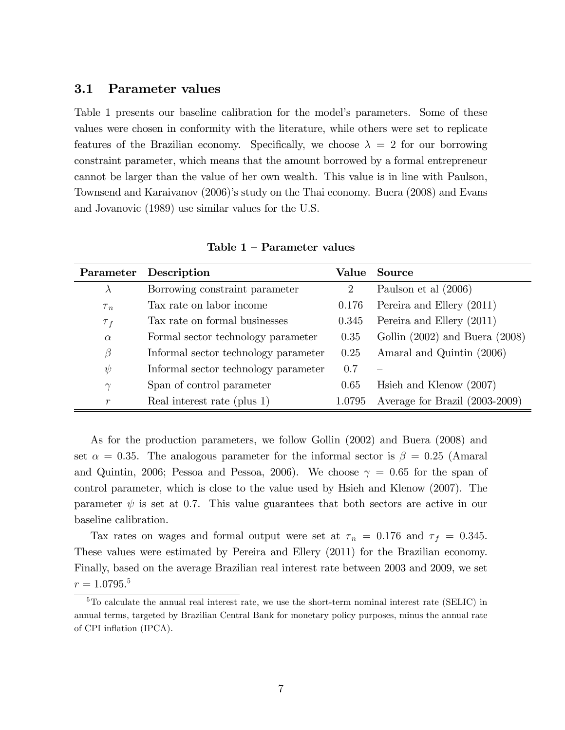### 3.1 Parameter values

Table 1 presents our baseline calibration for the model's parameters. Some of these values were chosen in conformity with the literature, while others were set to replicate features of the Brazilian economy. Specifically, we choose $\lambda = 2$ for our borrowing constraint parameter, which means that the amount borrowed by a formal entrepreneur cannot be larger than the value of her own wealth. This value is in line with Paulson, Townsend and Karaivanov (2006)'s study on the Thai economy. Buera (2008) and Evans and Jovanovic (1989) use similar values for the U.S.

**Table 1 – Parameter values**

| Parameter | Description | Value | Source |
|---|---|---|---|
| $\lambda$ | Borrowing constraint parameter | 2 | Paulson et al (2006) |
| $\tau_n$ | Tax rate on labor income | 0.176 | Pereira and Ellery (2011) |
| $\tau_f$ | Tax rate on formal businesses | 0.345 | Pereira and Ellery (2011) |
| $\alpha$ | Formal sector technology parameter | 0.35 | Gollin (2002) and Buera (2008) |
| $\beta$ | Informal sector technology parameter | 0.25 | Amaral and Quintin (2006) |
| $\psi$ | Informal sector technology parameter | 0.7 | – |
| $\gamma$ | Span of control parameter | 0.65 | Hsieh and Klenow (2007) |
| $r$ | Real interest rate (plus 1) | 1.0795 | Average for Brazil (2003-2009) |

As for the production parameters, we follow Gollin (2002) and Buera (2008) and set $\alpha = 0.35$. The analogous parameter for the informal sector is $\beta = 0.25$ (Amaral and Quintin, 2006; Pessoa and Pessoa, 2006). We choose $\gamma = 0.65$ for the span of control parameter, which is close to the value used by Hsieh and Klenow (2007). The parameter $\psi$ is set at 0.7. This value guarantees that both sectors are active in our baseline calibration.

Tax rates on wages and formal output were set at $\tau_n = 0.176$ and $\tau_f = 0.345$. These values were estimated by Pereira and Ellery (2011) for the Brazilian economy. Finally, based on the average Brazilian real interest rate between 2003 and 2009, we set $r = 1.0795$.[5]

[5] To calculate the annual real interest rate, we use the short-term nominal interest rate (SELIC) in annual terms, targeted by Brazilian Central Bank for monetary policy purposes, minus the annual rate of CPI inflation (IPCA).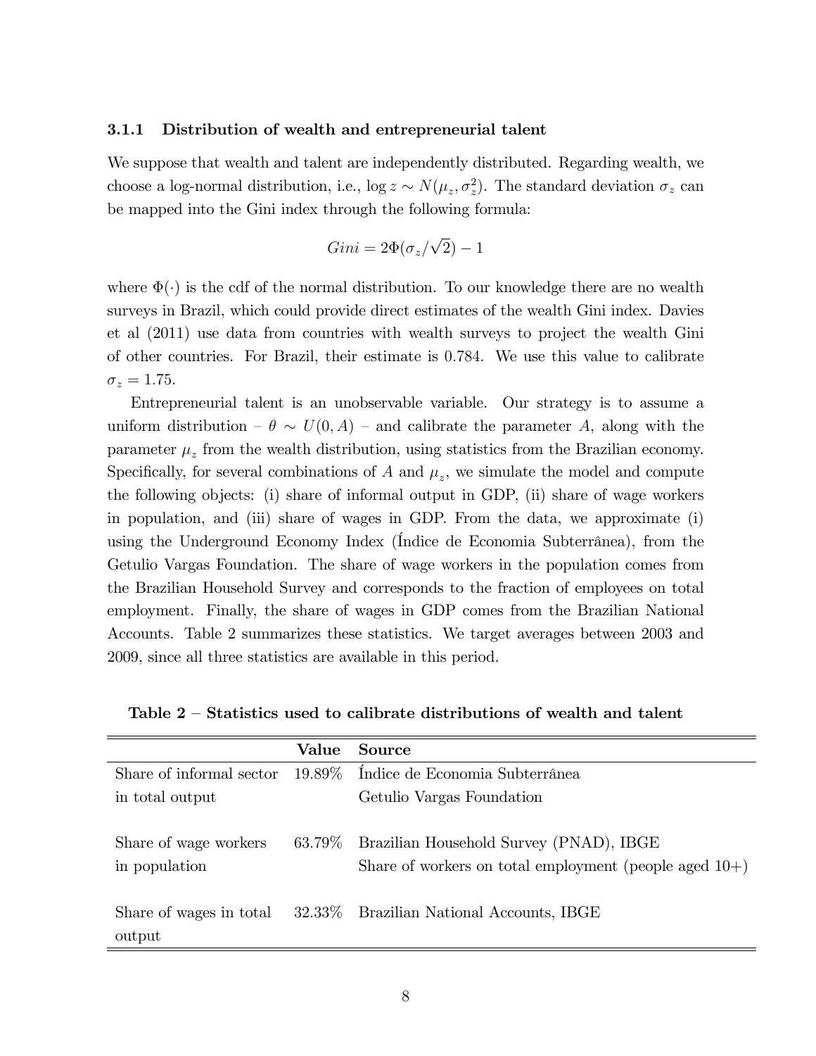### 3.1.1 Distribution of wealth and entrepreneurial talent

We suppose that wealth and talent are independently distributed. Regarding wealth, we choose a log-normal distribution, i.e., $\log z \sim N(\mu_z, \sigma_z^2)$. The standard deviation $\sigma_z$ can be mapped into the Gini index through the following formula:

$$Gini = 2\Phi(\sigma_z/\sqrt{2}) - 1$$

where $\Phi(\cdot)$ is the cdf of the normal distribution. To our knowledge there are no wealth surveys in Brazil, which could provide direct estimates of the wealth Gini index. Davies et al (2011) use data from countries with wealth surveys to project the wealth Gini of other countries. For Brazil, their estimate is 0.784. We use this value to calibrate $\sigma_z = 1.75$.

Entrepreneurial talent is an unobservable variable. Our strategy is to assume a uniform distribution – $\theta \sim U(0, A)$ – and calibrate the parameter $A$, along with the parameter $\mu_z$ from the wealth distribution, using statistics from the Brazilian economy. Specifically, for several combinations of $A$ and $\mu_z$, we simulate the model and compute the following objects: (i) share of informal output in GDP, (ii) share of wage workers in population, and (iii) share of wages in GDP. From the data, we approximate (i) using the Underground Economy Index (Índice de Economia Subterrânea), from the Getulio Vargas Foundation. The share of wage workers in the population comes from the Brazilian Household Survey and corresponds to the fraction of employees on total employment. Finally, the share of wages in GDP comes from the Brazilian National Accounts. Table 2 summarizes these statistics. We target averages between 2003 and 2009, since all three statistics are available in this period.

**Table 2 – Statistics used to calibrate distributions of wealth and talent**

| | Value | Source |
|---|---|---|
| Share of informal sector in total output | 19.89% | Índice de Economia Subterrânea Getulio Vargas Foundation |
| Share of wage workers in population | 63.79% | Brazilian Household Survey (PNAD), IBGE Share of workers on total employment (people aged 10+) |
| Share of wages in total output | 32.33% | Brazilian National Accounts, IBGE |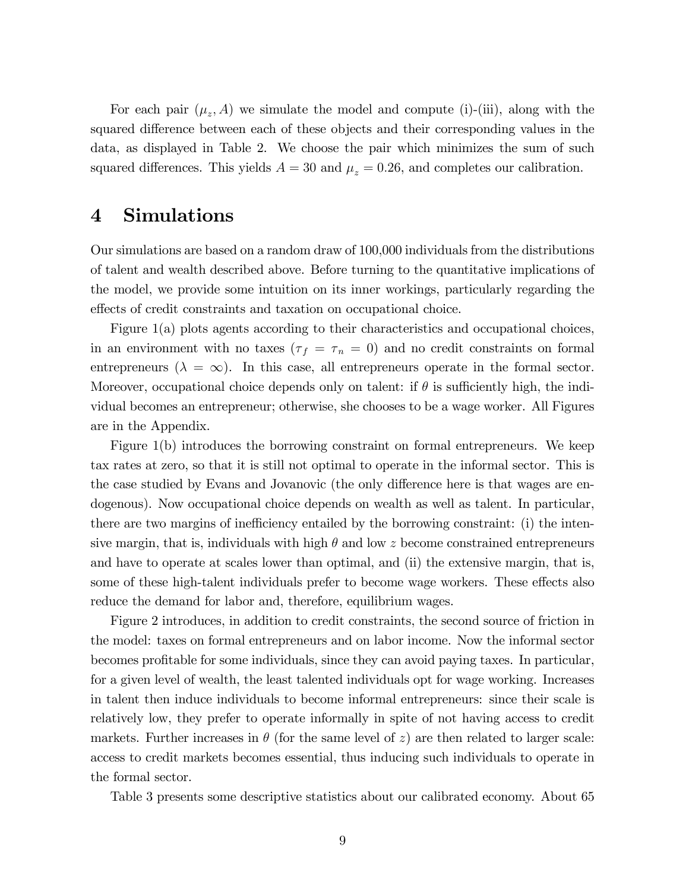For each pair $(\mu_z, A)$ we simulate the model and compute (i)-(iii), along with the squared difference between each of these objects and their corresponding values in the data, as displayed in Table 2. We choose the pair which minimizes the sum of such squared differences. This yields $A = 30$ and $\mu_z = 0.26$, and completes our calibration.

# 4 Simulations

Our simulations are based on a random draw of 100,000 individuals from the distributions of talent and wealth described above. Before turning to the quantitative implications of the model, we provide some intuition on its inner workings, particularly regarding the effects of credit constraints and taxation on occupational choice.

Figure 1(a) plots agents according to their characteristics and occupational choices, in an environment with no taxes ($\tau_f = \tau_n = 0$) and no credit constraints on formal entrepreneurs ($\lambda = \infty$). In this case, all entrepreneurs operate in the formal sector. Moreover, occupational choice depends only on talent: if $\theta$ is sufficiently high, the individual becomes an entrepreneur; otherwise, she chooses to be a wage worker. All Figures are in the Appendix.

Figure 1(b) introduces the borrowing constraint on formal entrepreneurs. We keep tax rates at zero, so that it is still not optimal to operate in the informal sector. This is the case studied by Evans and Jovanovic (the only difference here is that wages are endogenous). Now occupational choice depends on wealth as well as talent. In particular, there are two margins of inefficiency entailed by the borrowing constraint: (i) the intensive margin, that is, individuals with high $\theta$ and low $z$ become constrained entrepreneurs and have to operate at scales lower than optimal, and (ii) the extensive margin, that is, some of these high-talent individuals prefer to become wage workers. These effects also reduce the demand for labor and, therefore, equilibrium wages.

Figure 2 introduces, in addition to credit constraints, the second source of friction in the model: taxes on formal entrepreneurs and on labor income. Now the informal sector becomes profitable for some individuals, since they can avoid paying taxes. In particular, for a given level of wealth, the least talented individuals opt for wage working. Increases in talent then induce individuals to become informal entrepreneurs: since their scale is relatively low, they prefer to operate informally in spite of not having access to credit markets. Further increases in $\theta$ (for the same level of $z$) are then related to larger scale: access to credit markets becomes essential, thus inducing such individuals to operate in the formal sector.

Table 3 presents some descriptive statistics about our calibrated economy. About 65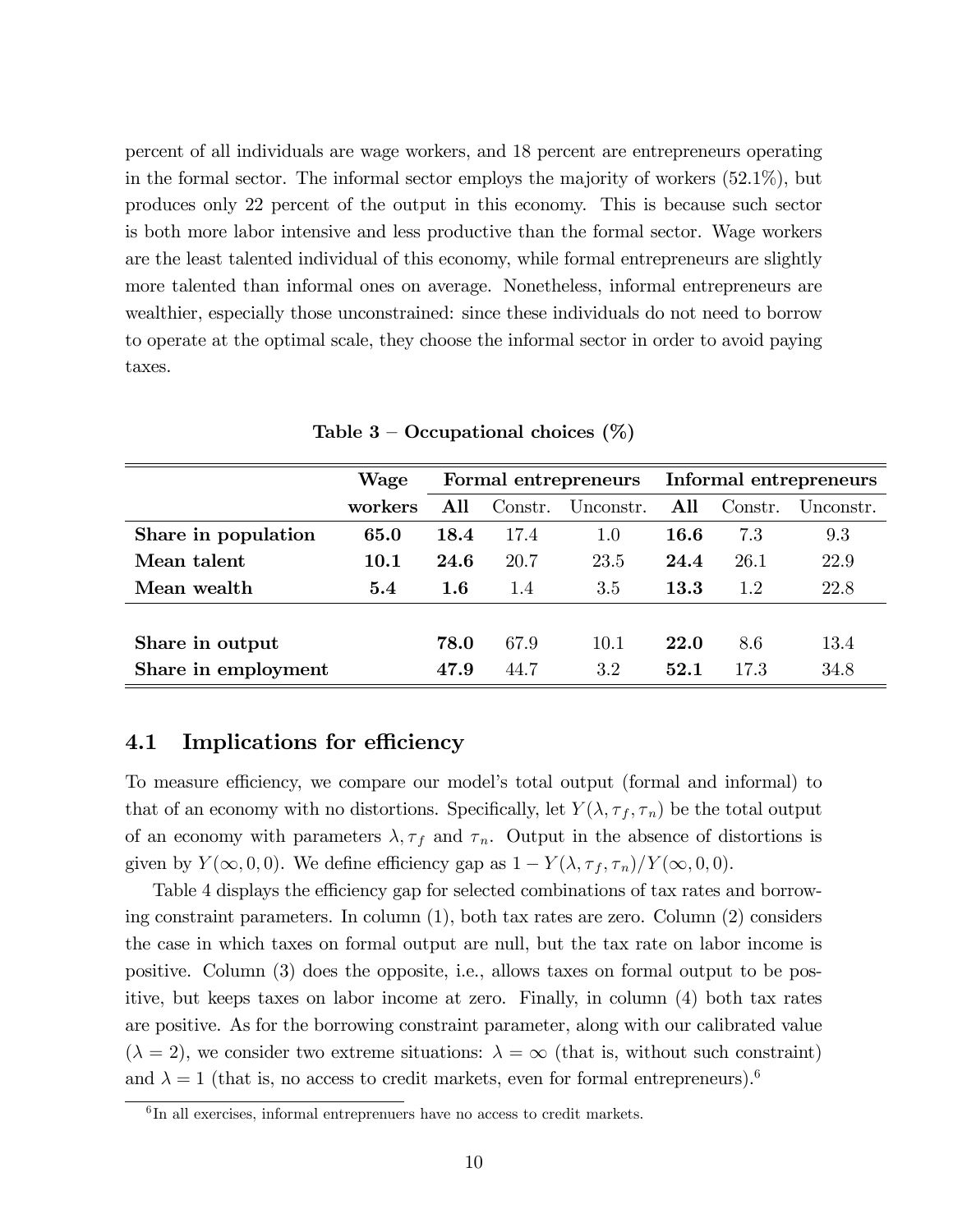percent of all individuals are wage workers, and 18 percent are entrepreneurs operating in the formal sector. The informal sector employs the majority of workers (52.1%), but produces only 22 percent of the output in this economy. This is because such sector is both more labor intensive and less productive than the formal sector. Wage workers are the least talented individual of this economy, while formal entrepreneurs are slightly more talented than informal ones on average. Nonetheless, informal entrepreneurs are wealthier, especially those unconstrained: since these individuals do not need to borrow to operate at the optimal scale, they choose the informal sector in order to avoid paying taxes.

**Table 3 – Occupational choices (%)**

| | **Wage** | **Formal entrepreneurs** | | | **Informal entrepreneurs** | | |
|---|---|---|---|---|---|---|---|
| | **workers** | **All** | Constr. | Unconstr. | **All** | Constr. | Unconstr. |
| **Share in population** | **65.0** | **18.4** | 17.4 | 1.0 | **16.6** | 7.3 | 9.3 |
| **Mean talent** | **10.1** | **24.6** | 20.7 | 23.5 | **24.4** | 26.1 | 22.9 |
| **Mean wealth** | **5.4** | **1.6** | 1.4 | 3.5 | **13.3** | 1.2 | 22.8 |
| **Share in output** | | **78.0** | 67.9 | 10.1 | **22.0** | 8.6 | 13.4 |
| **Share in employment** | | **47.9** | 44.7 | 3.2 | **52.1** | 17.3 | 34.8 |

## 4.1 Implications for efficiency

To measure efficiency, we compare our model's total output (formal and informal) to that of an economy with no distortions. Specifically, let $Y(\lambda, \tau_f, \tau_n)$ be the total output of an economy with parameters $\lambda, \tau_f$ and $\tau_n$. Output in the absence of distortions is given by $Y(\infty, 0, 0)$. We define efficiency gap as $1 - Y(\lambda, \tau_f, \tau_n)/Y(\infty, 0, 0)$.

Table 4 displays the efficiency gap for selected combinations of tax rates and borrowing constraint parameters. In column (1), both tax rates are zero. Column (2) considers the case in which taxes on formal output are null, but the tax rate on labor income is positive. Column (3) does the opposite, i.e., allows taxes on formal output to be positive, but keeps taxes on labor income at zero. Finally, in column (4) both tax rates are positive. As for the borrowing constraint parameter, along with our calibrated value ($\lambda = 2$), we consider two extreme situations: $\lambda = \infty$ (that is, without such constraint) and $\lambda = 1$ (that is, no access to credit markets, even for formal entrepreneurs).[6]

[6] In all exercises, informal entreprenuers have no access to credit markets.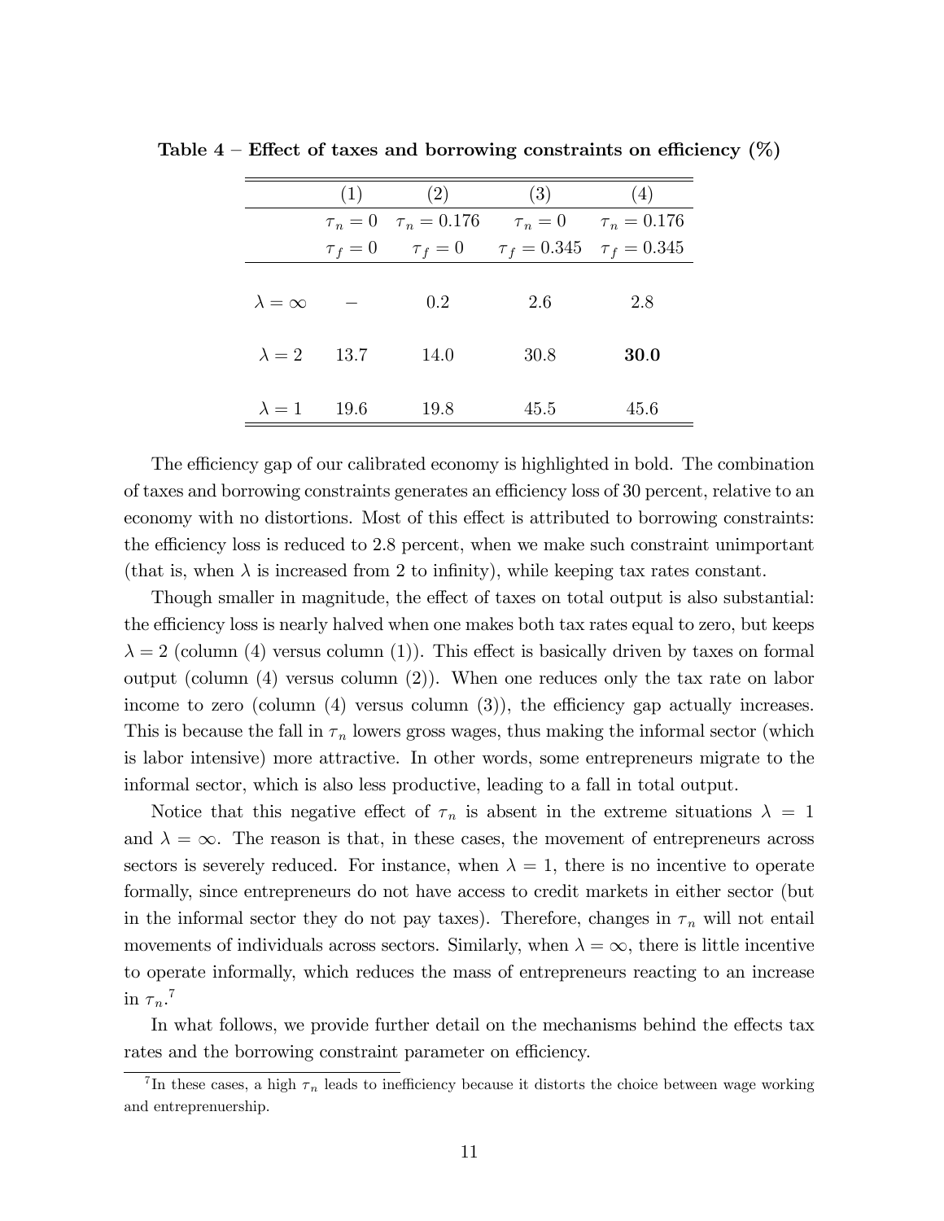**Table 4 – Effect of taxes and borrowing constraints on efficiency (%)**

| | (1) | (2) | (3) | (4) |
|---|---|---|---|---|
| | $\tau_n = 0$ | $\tau_n = 0.176$ | $\tau_n = 0$ | $\tau_n = 0.176$ |
| | $\tau_f = 0$ | $\tau_f = 0$ | $\tau_f = 0.345$ | $\tau_f = 0.345$ |
| $\lambda = \infty$ | – | 0.2 | 2.6 | 2.8 |
| $\lambda = 2$ | 13.7 | 14.0 | 30.8 | **30.0** |
| $\lambda = 1$ | 19.6 | 19.8 | 45.5 | 45.6 |

The efficiency gap of our calibrated economy is highlighted in bold. The combination of taxes and borrowing constraints generates an efficiency loss of 30 percent, relative to an economy with no distortions. Most of this effect is attributed to borrowing constraints: the efficiency loss is reduced to 2.8 percent, when we make such constraint unimportant (that is, when $\lambda$ is increased from 2 to infinity), while keeping tax rates constant.

Though smaller in magnitude, the effect of taxes on total output is also substantial: the efficiency loss is nearly halved when one makes both tax rates equal to zero, but keeps $\lambda = 2$ (column (4) versus column (1)). This effect is basically driven by taxes on formal output (column (4) versus column (2)). When one reduces only the tax rate on labor income to zero (column (4) versus column (3)), the efficiency gap actually increases. This is because the fall in $\tau_n$ lowers gross wages, thus making the informal sector (which is labor intensive) more attractive. In other words, some entrepreneurs migrate to the informal sector, which is also less productive, leading to a fall in total output.

Notice that this negative effect of $\tau_n$ is absent in the extreme situations $\lambda = 1$ and $\lambda = \infty$. The reason is that, in these cases, the movement of entrepreneurs across sectors is severely reduced. For instance, when $\lambda = 1$, there is no incentive to operate formally, since entrepreneurs do not have access to credit markets in either sector (but in the informal sector they do not pay taxes). Therefore, changes in $\tau_n$ will not entail movements of individuals across sectors. Similarly, when $\lambda = \infty$, there is little incentive to operate informally, which reduces the mass of entrepreneurs reacting to an increase in $\tau_n$.[7]

In what follows, we provide further detail on the mechanisms behind the effects tax rates and the borrowing constraint parameter on efficiency.

[7] In these cases, a high $\tau_n$ leads to inefficiency because it distorts the choice between wage working and entreprenuership.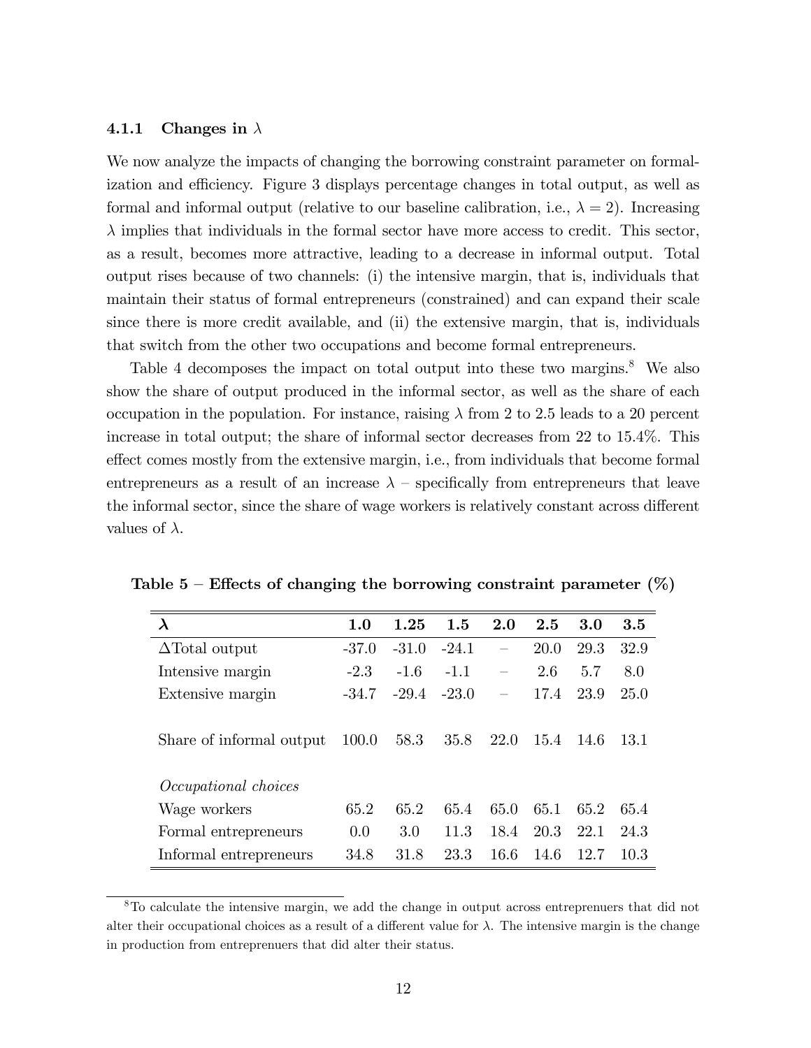#### 4.1.1 Changes in $\lambda$

We now analyze the impacts of changing the borrowing constraint parameter on formalization and efficiency. Figure 3 displays percentage changes in total output, as well as formal and informal output (relative to our baseline calibration, i.e., $\lambda = 2$). Increasing $\lambda$ implies that individuals in the formal sector have more access to credit. This sector, as a result, becomes more attractive, leading to a decrease in informal output. Total output rises because of two channels: (i) the intensive margin, that is, individuals that maintain their status of formal entrepreneurs (constrained) and can expand their scale since there is more credit available, and (ii) the extensive margin, that is, individuals that switch from the other two occupations and become formal entrepreneurs.

Table 4 decomposes the impact on total output into these two margins.[8] We also show the share of output produced in the informal sector, as well as the share of each occupation in the population. For instance, raising $\lambda$ from 2 to 2.5 leads to a 20 percent increase in total output; the share of informal sector decreases from 22 to 15.4%. This effect comes mostly from the extensive margin, i.e., from individuals that become formal entrepreneurs as a result of an increase $\lambda$ – specifically from entrepreneurs that leave the informal sector, since the share of wage workers is relatively constant across different values of $\lambda$.

**Table 5 – Effects of changing the borrowing constraint parameter (%)**

| $\boldsymbol{\lambda}$ | **1.0** | **1.25** | **1.5** | **2.0** | **2.5** | **3.0** | **3.5** |
|---|---|---|---|---|---|---|---|
| ΔTotal output | -37.0 | -31.0 | -24.1 | – | 20.0 | 29.3 | 32.9 |
| Intensive margin | -2.3 | -1.6 | -1.1 | – | 2.6 | 5.7 | 8.0 |
| Extensive margin | -34.7 | -29.4 | -23.0 | – | 17.4 | 23.9 | 25.0 |
| | | | | | | | |
| Share of informal output | 100.0 | 58.3 | 35.8 | 22.0 | 15.4 | 14.6 | 13.1 |
| | | | | | | | |
| *Occupational choices* | | | | | | | |
| Wage workers | 65.2 | 65.2 | 65.4 | 65.0 | 65.1 | 65.2 | 65.4 |
| Formal entrepreneurs | 0.0 | 3.0 | 11.3 | 18.4 | 20.3 | 22.1 | 24.3 |
| Informal entrepreneurs | 34.8 | 31.8 | 23.3 | 16.6 | 14.6 | 12.7 | 10.3 |

[8] To calculate the intensive margin, we add the change in output across entreprenuers that did not alter their occupational choices as a result of a different value for $\lambda$. The intensive margin is the change in production from entreprenuers that did alter their status.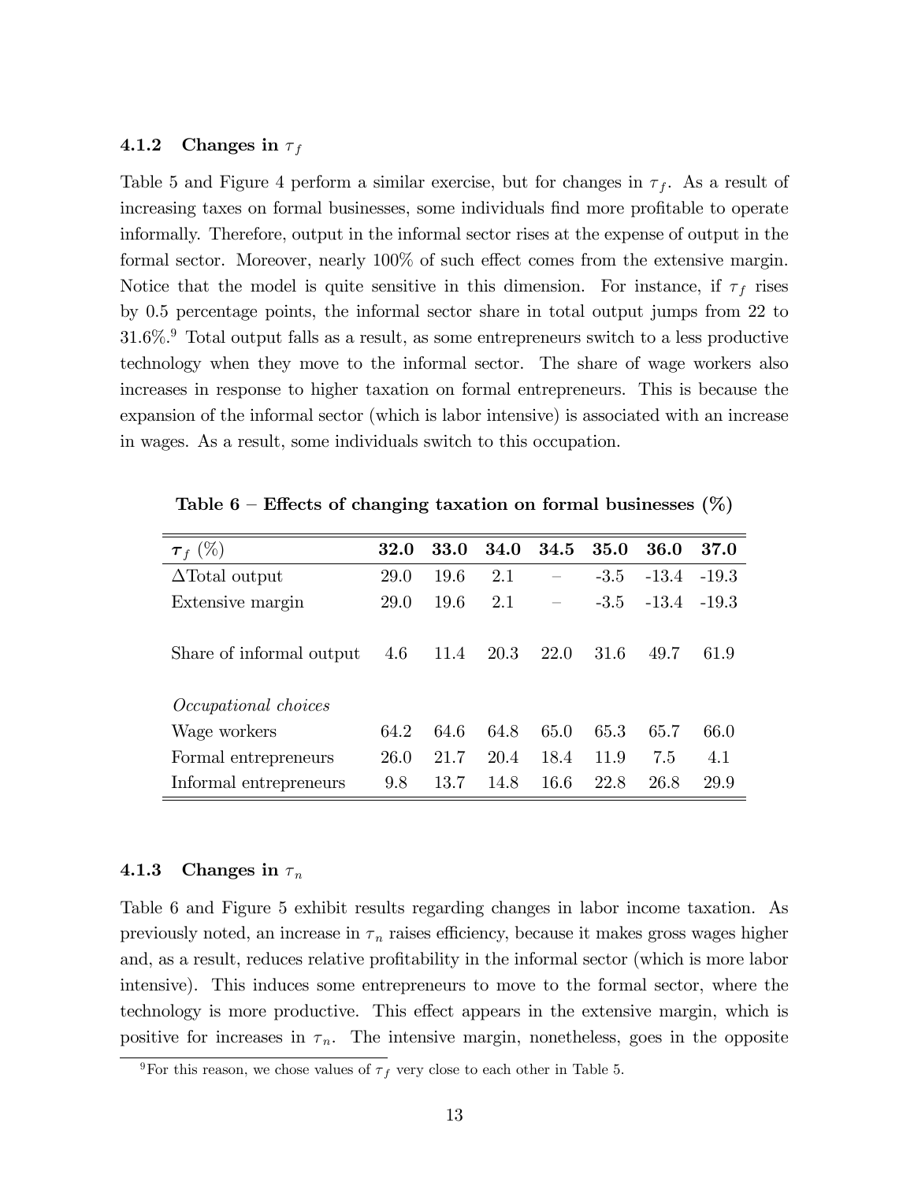#### 4.1.2 Changes in $\tau_f$

Table 5 and Figure 4 perform a similar exercise, but for changes in $\tau_f$. As a result of increasing taxes on formal businesses, some individuals find more profitable to operate informally. Therefore, output in the informal sector rises at the expense of output in the formal sector. Moreover, nearly 100% of such effect comes from the extensive margin. Notice that the model is quite sensitive in this dimension. For instance, if $\tau_f$ rises by 0.5 percentage points, the informal sector share in total output jumps from 22 to 31.6%.[9] Total output falls as a result, as some entrepreneurs switch to a less productive technology when they move to the informal sector. The share of wage workers also increases in response to higher taxation on formal entrepreneurs. This is because the expansion of the informal sector (which is labor intensive) is associated with an increase in wages. As a result, some individuals switch to this occupation.

**Table 6 – Effects of changing taxation on formal businesses (%)**

| $\tau_f$ (%) | **32.0** | **33.0** | **34.0** | **34.5** | **35.0** | **36.0** | **37.0** |
|---|---|---|---|---|---|---|---|
| $\Delta$Total output | 29.0 | 19.6 | 2.1 | – | -3.5 | -13.4 | -19.3 |
| Extensive margin | 29.0 | 19.6 | 2.1 | – | -3.5 | -13.4 | -19.3 |
| Share of informal output | 4.6 | 11.4 | 20.3 | 22.0 | 31.6 | 49.7 | 61.9 |
| *Occupational choices* | | | | | | | |
| Wage workers | 64.2 | 64.6 | 64.8 | 65.0 | 65.3 | 65.7 | 66.0 |
| Formal entrepreneurs | 26.0 | 21.7 | 20.4 | 18.4 | 11.9 | 7.5 | 4.1 |
| Informal entrepreneurs | 9.8 | 13.7 | 14.8 | 16.6 | 22.8 | 26.8 | 29.9 |

#### 4.1.3 Changes in $\tau_n$

Table 6 and Figure 5 exhibit results regarding changes in labor income taxation. As previously noted, an increase in $\tau_n$ raises efficiency, because it makes gross wages higher and, as a result, reduces relative profitability in the informal sector (which is more labor intensive). This induces some entrepreneurs to move to the formal sector, where the technology is more productive. This effect appears in the extensive margin, which is positive for increases in $\tau_n$. The intensive margin, nonetheless, goes in the opposite

[9] For this reason, we chose values of $\tau_f$ very close to each other in Table 5.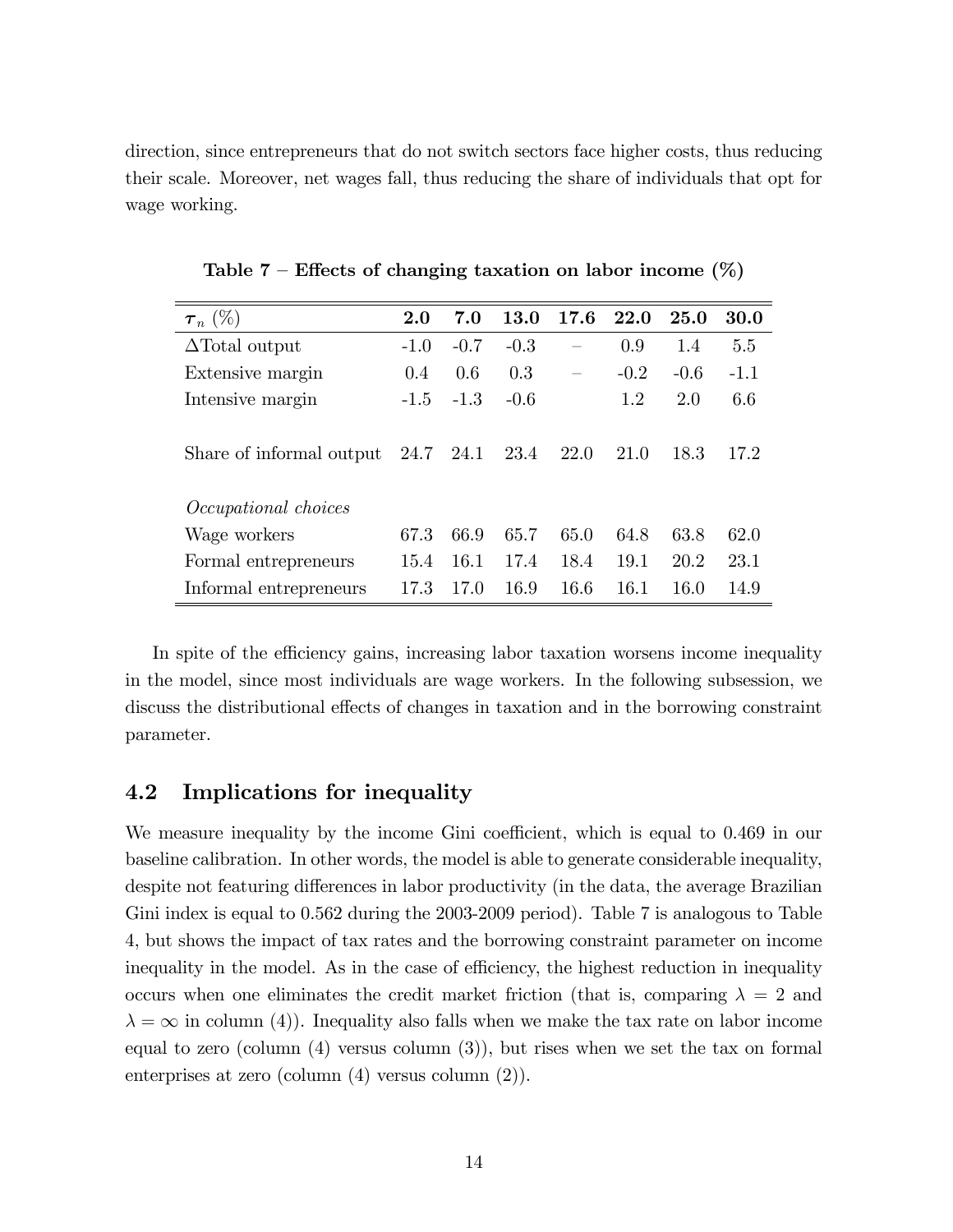direction, since entrepreneurs that do not switch sectors face higher costs, thus reducing their scale. Moreover, net wages fall, thus reducing the share of individuals that opt for wage working.

**Table 7 – Effects of changing taxation on labor income (%)**

| $\boldsymbol{\tau}_n$ (%) | **2.0** | **7.0** | **13.0** | **17.6** | **22.0** | **25.0** | **30.0** |
|---|---|---|---|---|---|---|---|
| ΔTotal output | -1.0 | -0.7 | -0.3 | – | 0.9 | 1.4 | 5.5 |
| Extensive margin | 0.4 | 0.6 | 0.3 | – | -0.2 | -0.6 | -1.1 |
| Intensive margin | -1.5 | -1.3 | -0.6 | | 1.2 | 2.0 | 6.6 |
| | | | | | | | |
| Share of informal output | 24.7 | 24.1 | 23.4 | 22.0 | 21.0 | 18.3 | 17.2 |
| | | | | | | | |
| *Occupational choices* | | | | | | | |
| Wage workers | 67.3 | 66.9 | 65.7 | 65.0 | 64.8 | 63.8 | 62.0 |
| Formal entrepreneurs | 15.4 | 16.1 | 17.4 | 18.4 | 19.1 | 20.2 | 23.1 |
| Informal entrepreneurs | 17.3 | 17.0 | 16.9 | 16.6 | 16.1 | 16.0 | 14.9 |

In spite of the efficiency gains, increasing labor taxation worsens income inequality in the model, since most individuals are wage workers. In the following subsession, we discuss the distributional effects of changes in taxation and in the borrowing constraint parameter.

## 4.2 Implications for inequality

We measure inequality by the income Gini coefficient, which is equal to 0.469 in our baseline calibration. In other words, the model is able to generate considerable inequality, despite not featuring differences in labor productivity (in the data, the average Brazilian Gini index is equal to 0.562 during the 2003-2009 period). Table 7 is analogous to Table 4, but shows the impact of tax rates and the borrowing constraint parameter on income inequality in the model. As in the case of efficiency, the highest reduction in inequality occurs when one eliminates the credit market friction (that is, comparing $\lambda = 2$ and $\lambda = \infty$ in column (4)). Inequality also falls when we make the tax rate on labor income equal to zero (column (4) versus column (3)), but rises when we set the tax on formal enterprises at zero (column (4) versus column (2)).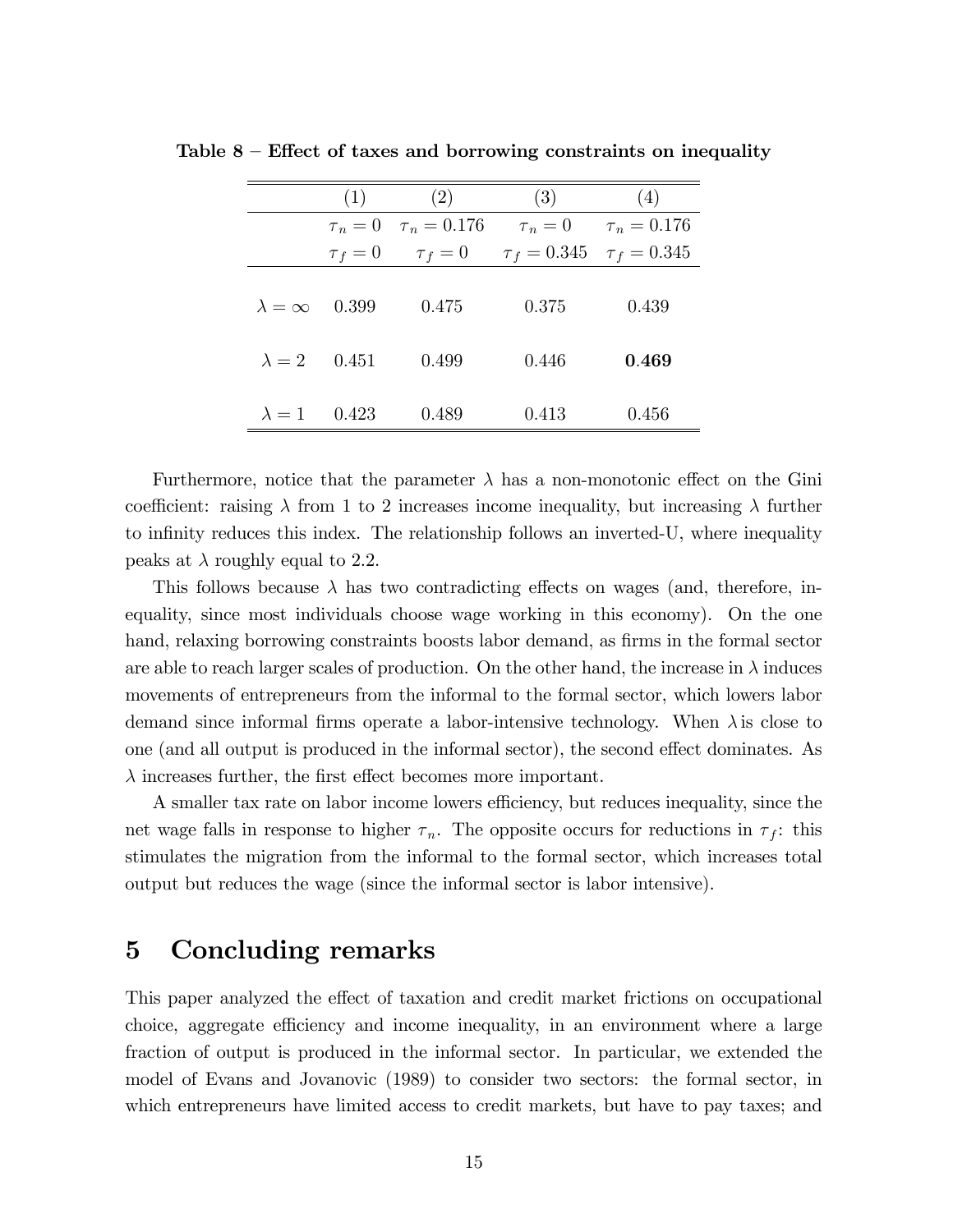**Table 8 – Effect of taxes and borrowing constraints on inequality**

| | (1) | (2) | (3) | (4) |
|---|---|---|---|---|
| | $\tau_n = 0$ | $\tau_n = 0.176$ | $\tau_n = 0$ | $\tau_n = 0.176$ |
| | $\tau_f = 0$ | $\tau_f = 0$ | $\tau_f = 0.345$ | $\tau_f = 0.345$ |
| $\lambda = \infty$ | 0.399 | 0.475 | 0.375 | 0.439 |
| $\lambda = 2$ | 0.451 | 0.499 | 0.446 | **0.469** |
| $\lambda = 1$ | 0.423 | 0.489 | 0.413 | 0.456 |

Furthermore, notice that the parameter $\lambda$ has a non-monotonic effect on the Gini coefficient: raising $\lambda$ from 1 to 2 increases income inequality, but increasing $\lambda$ further to infinity reduces this index. The relationship follows an inverted-U, where inequality peaks at $\lambda$ roughly equal to 2.2.

This follows because $\lambda$ has two contradicting effects on wages (and, therefore, inequality, since most individuals choose wage working in this economy). On the one hand, relaxing borrowing constraints boosts labor demand, as firms in the formal sector are able to reach larger scales of production. On the other hand, the increase in $\lambda$ induces movements of entrepreneurs from the informal to the formal sector, which lowers labor demand since informal firms operate a labor-intensive technology. When $\lambda$ is close to one (and all output is produced in the informal sector), the second effect dominates. As $\lambda$ increases further, the first effect becomes more important.

A smaller tax rate on labor income lowers efficiency, but reduces inequality, since the net wage falls in response to higher $\tau_n$. The opposite occurs for reductions in $\tau_f$: this stimulates the migration from the informal to the formal sector, which increases total output but reduces the wage (since the informal sector is labor intensive).

# 5 Concluding remarks

This paper analyzed the effect of taxation and credit market frictions on occupational choice, aggregate efficiency and income inequality, in an environment where a large fraction of output is produced in the informal sector. In particular, we extended the model of Evans and Jovanovic (1989) to consider two sectors: the formal sector, in which entrepreneurs have limited access to credit markets, but have to pay taxes; and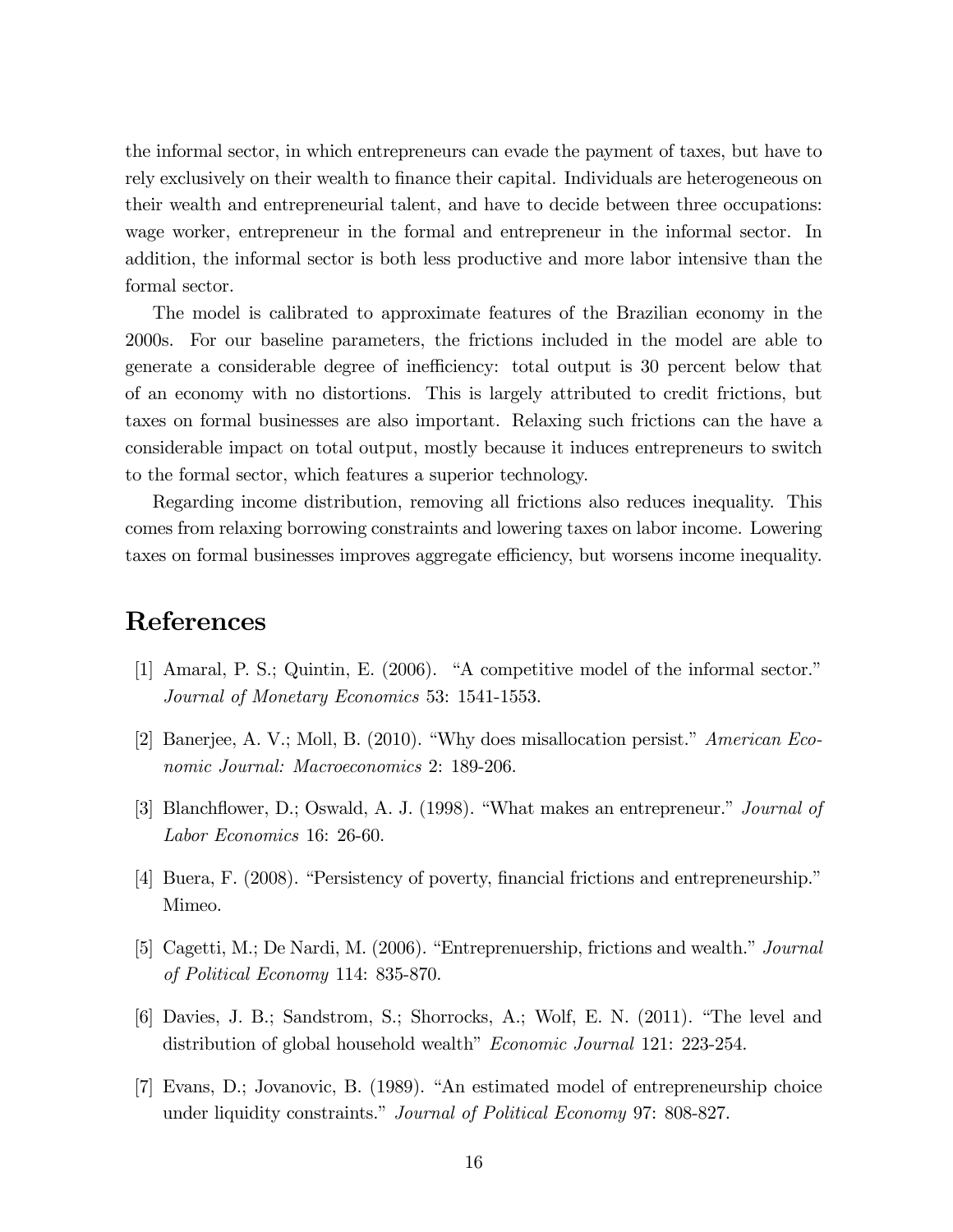the informal sector, in which entrepreneurs can evade the payment of taxes, but have to rely exclusively on their wealth to finance their capital. Individuals are heterogeneous on their wealth and entrepreneurial talent, and have to decide between three occupations: wage worker, entrepreneur in the formal and entrepreneur in the informal sector. In addition, the informal sector is both less productive and more labor intensive than the formal sector.

The model is calibrated to approximate features of the Brazilian economy in the 2000s. For our baseline parameters, the frictions included in the model are able to generate a considerable degree of inefficiency: total output is 30 percent below that of an economy with no distortions. This is largely attributed to credit frictions, but taxes on formal businesses are also important. Relaxing such frictions can the have a considerable impact on total output, mostly because it induces entrepreneurs to switch to the formal sector, which features a superior technology.

Regarding income distribution, removing all frictions also reduces inequality. This comes from relaxing borrowing constraints and lowering taxes on labor income. Lowering taxes on formal businesses improves aggregate efficiency, but worsens income inequality.

# References

[1] Amaral, P. S.; Quintin, E. (2006). "A competitive model of the informal sector." *Journal of Monetary Economics* 53: 1541-1553.

[2] Banerjee, A. V.; Moll, B. (2010). "Why does misallocation persist." *American Economic Journal: Macroeconomics* 2: 189-206.

[3] Blanchflower, D.; Oswald, A. J. (1998). "What makes an entrepreneur." *Journal of Labor Economics* 16: 26-60.

[4] Buera, F. (2008). "Persistency of poverty, financial frictions and entrepreneurship." Mimeo.

[5] Cagetti, M.; De Nardi, M. (2006). "Entreprenuership, frictions and wealth." *Journal of Political Economy* 114: 835-870.

[6] Davies, J. B.; Sandstrom, S.; Shorrocks, A.; Wolf, E. N. (2011). "The level and distribution of global household wealth" *Economic Journal* 121: 223-254.

[7] Evans, D.; Jovanovic, B. (1989). "An estimated model of entrepreneurship choice under liquidity constraints." *Journal of Political Economy* 97: 808-827.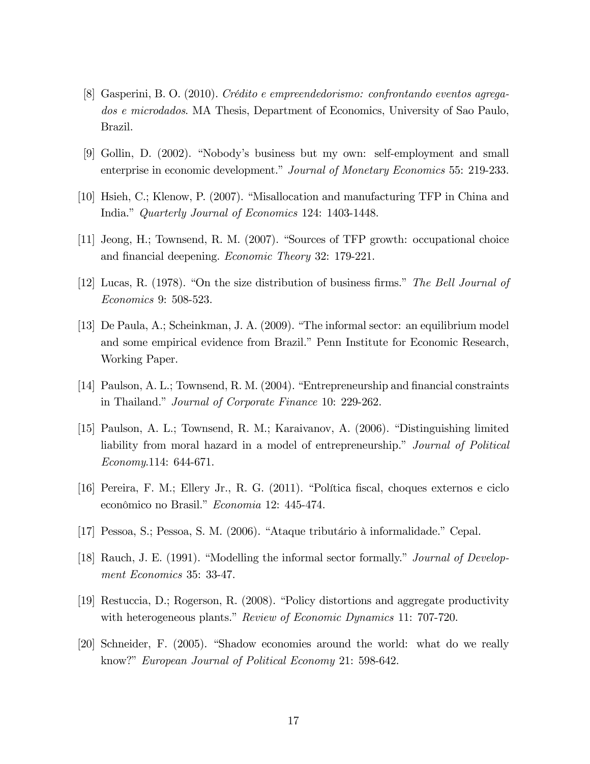[8] Gasperini, B. O. (2010). *Crédito e empreendedorismo: confrontando eventos agregados e microdados*. MA Thesis, Department of Economics, University of Sao Paulo, Brazil.

[9] Gollin, D. (2002). "Nobody's business but my own: self-employment and small enterprise in economic development." *Journal of Monetary Economics* 55: 219-233.

[10] Hsieh, C.; Klenow, P. (2007). "Misallocation and manufacturing TFP in China and India." *Quarterly Journal of Economics* 124: 1403-1448.

[11] Jeong, H.; Townsend, R. M. (2007). "Sources of TFP growth: occupational choice and financial deepening. *Economic Theory* 32: 179-221.

[12] Lucas, R. (1978). "On the size distribution of business firms." *The Bell Journal of Economics* 9: 508-523.

[13] De Paula, A.; Scheinkman, J. A. (2009). "The informal sector: an equilibrium model and some empirical evidence from Brazil." Penn Institute for Economic Research, Working Paper.

[14] Paulson, A. L.; Townsend, R. M. (2004). "Entrepreneurship and financial constraints in Thailand." *Journal of Corporate Finance* 10: 229-262.

[15] Paulson, A. L.; Townsend, R. M.; Karaivanov, A. (2006). "Distinguishing limited liability from moral hazard in a model of entrepreneurship." *Journal of Political Economy*.114: 644-671.

[16] Pereira, F. M.; Ellery Jr., R. G. (2011). "Política fiscal, choques externos e ciclo econômico no Brasil." *Economia* 12: 445-474.

[17] Pessoa, S.; Pessoa, S. M. (2006). "Ataque tributário à informalidade." Cepal.

[18] Rauch, J. E. (1991). "Modelling the informal sector formally." *Journal of Development Economics* 35: 33-47.

[19] Restuccia, D.; Rogerson, R. (2008). "Policy distortions and aggregate productivity with heterogeneous plants." *Review of Economic Dynamics* 11: 707-720.

[20] Schneider, F. (2005). "Shadow economies around the world: what do we really know?" *European Journal of Political Economy* 21: 598-642.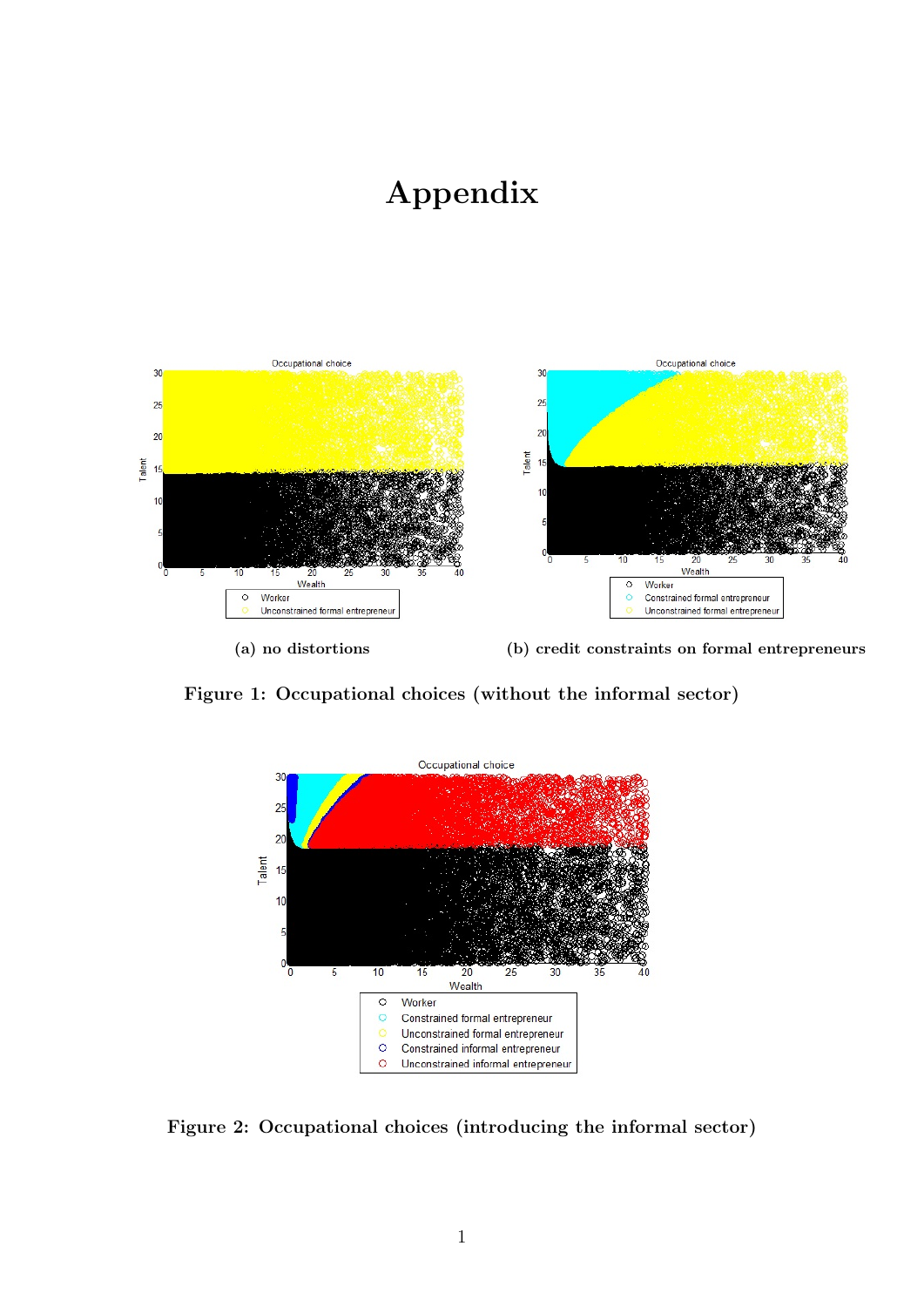# Appendix

(a) no distortions

(b) credit constraints on formal entrepreneurs

**Figure 1: Occupational choices (without the informal sector)**

**Figure 2: Occupational choices (introducing the informal sector)**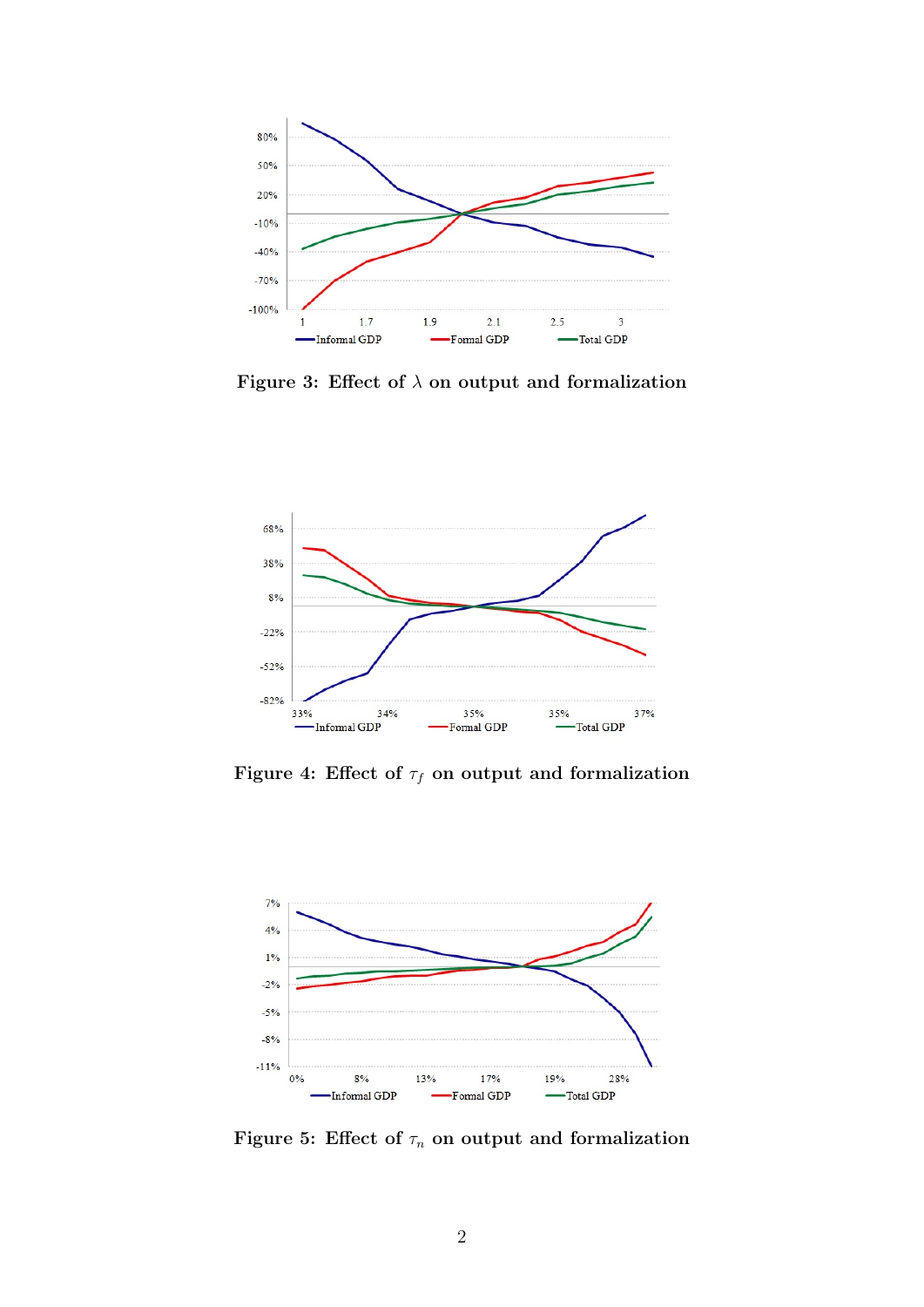80%
50%
20%
-10%
-40%
-70%
-100%

1 1.7 1.9 2.1 2.5 3

Informal GDP Formal GDP Total GDP

Figure 3: Effect of $\lambda$ on output and formalization

68%
38%
8%
-22%
-52%
-82%

33% 34% 35% 35% 37%

Informal GDP Formal GDP Total GDP

Figure 4: Effect of $\tau_f$ on output and formalization

7%
4%
1%
-2%
-5%
-8%
-11%

0% 8% 13% 17% 19% 28%

Informal GDP Formal GDP Total GDP

Figure 5: Effect of $\tau_n$ on output and formalization